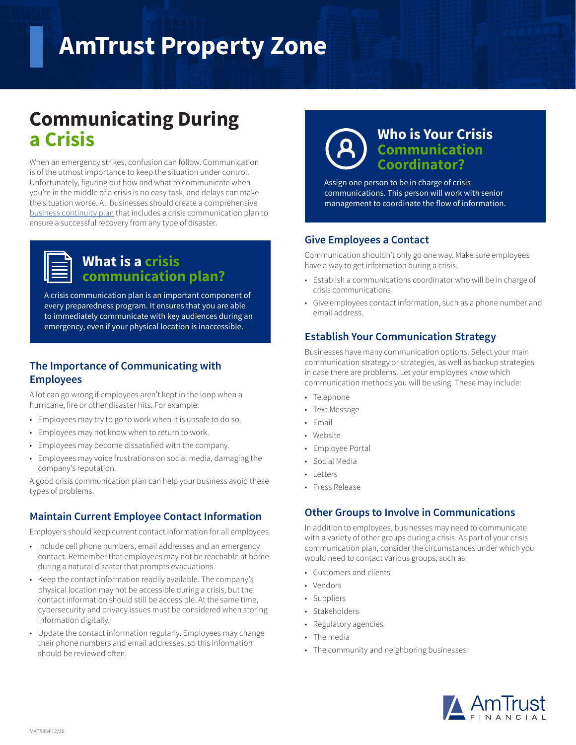# AmTrust Property Zone

## Communicating During a Crisis

When an emergency strikes, confusion can follow. Communication is of the utmost importance to keep the situation under control. Unfortunately, figuring out how and what to communicate when you're in the middle of a crisis is no easy task, and delays can make the situation worse. All businesses should create a comprehensive business continuity plan that includes a crisis communication plan to ensure a successful recovery from any type of disaster.

### What is a crisis communication plan?

A crisis communication plan is an important component of every preparedness program. It ensures that you are able to immediately communicate with key audiences during an emergency, even if your physical location is inaccessible.

### The Importance of Communicating with Employees

A lot can go wrong if employees aren't kept in the loop when a hurricane, fire or other disaster hits. For example:

- Employees may try to go to work when it is unsafe to do so.
- Employees may not know when to return to work.
- Employees may become dissatisfied with the company.
- Employees may voice frustrations on social media, damaging the company's reputation.

A good crisis communication plan can help your business avoid these types of problems.

### Maintain Current Employee Contact Information

Employers should keep current contact information for all employees.

- Include cell phone numbers, email addresses and an emergency contact. Remember that employees may not be reachable at home during a natural disaster that prompts evacuations.
- Keep the contact information readily available. The company's physical location may not be accessible during a crisis, but the contact information should still be accessible. At the same time, cybersecurity and privacy issues must be considered when storing information digitally.
- Update the contact information regularly. Employees may change their phone numbers and email addresses, so this information should be reviewed often.

### Who is Your Crisis Communication Coordinator?

Assign one person to be in charge of crisis communications. This person will work with senior management to coordinate the flow of information.

### Give Employees a Contact

Communication shouldn't only go one way. Make sure employees have a way to get information during a crisis.

- Establish a communications coordinator who will be in charge of crisis communications.
- Give employees contact information, such as a phone number and email address.

### Establish Your Communication Strategy

Businesses have many communication options. Select your main communication strategy or strategies, as well as backup strategies in case there are problems. Let your employees know which communication methods you will be using. These may include:

- Telephone
- Text Message
- Email
- Website
- Employee Portal
- Social Media
- Letters
- Press Release

### Other Groups to Involve in Communications

In addition to employees, businesses may need to communicate with a variety of other groups during a crisis. As part of your crisis communication plan, consider the circumstances under which you would need to contact various groups, such as:

- Customers and clients
- Vendors
- Suppliers
- Stakeholders
- Regulatory agencies
- The media
- The community and neighboring businesses

AmTrust FINANCIAL

MKT5854 12/20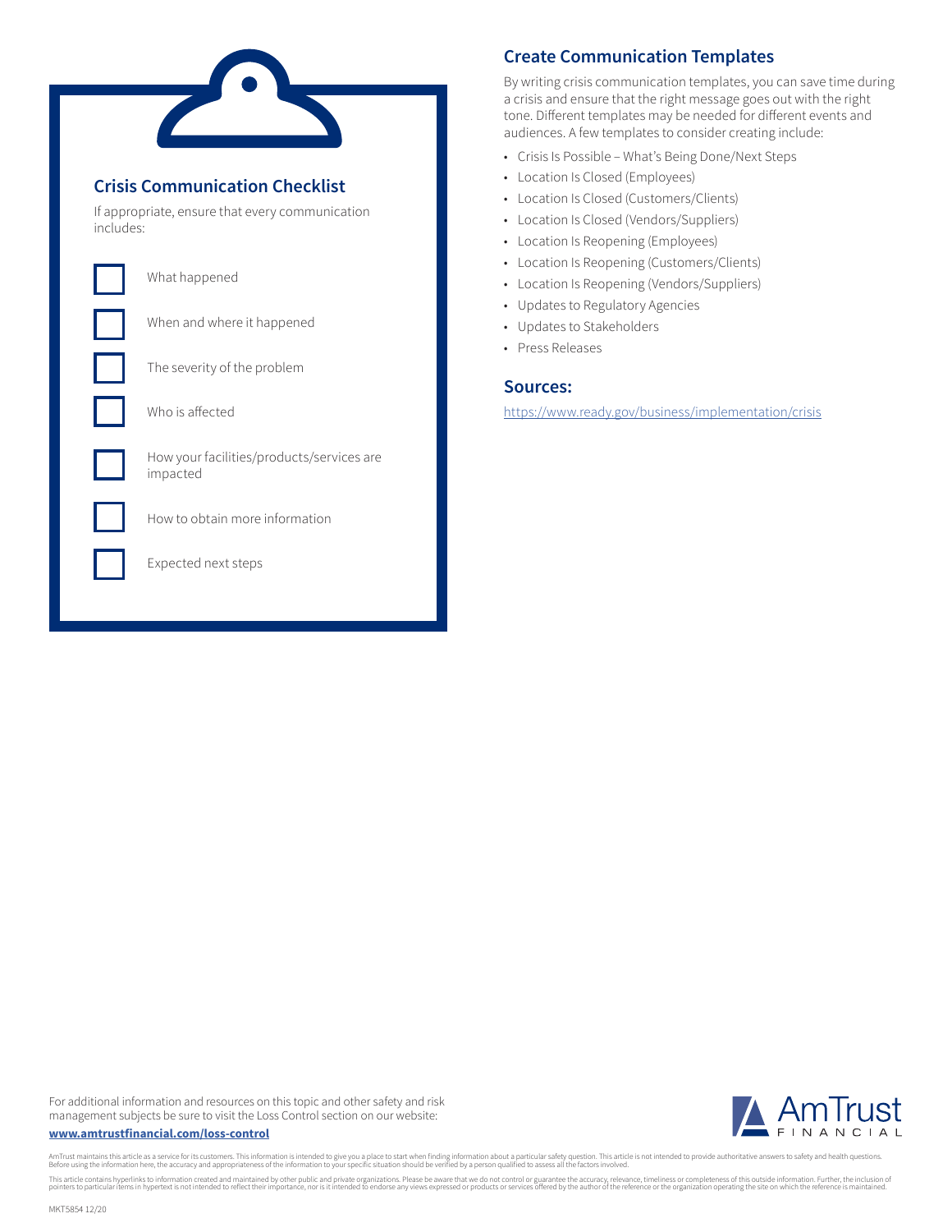## Crisis Communication Checklist

If appropriate, ensure that every communication includes:

- [ ] What happened
- [ ] When and where it happened
- [ ] The severity of the problem
- [ ] Who is affected
- [ ] How your facilities/products/services are impacted
- [ ] How to obtain more information
- [ ] Expected next steps

## Create Communication Templates

By writing crisis communication templates, you can save time during a crisis and ensure that the right message goes out with the right tone. Different templates may be needed for different events and audiences. A few templates to consider creating include:

- Crisis Is Possible – What's Being Done/Next Steps
- Location Is Closed (Employees)
- Location Is Closed (Customers/Clients)
- Location Is Closed (Vendors/Suppliers)
- Location Is Reopening (Employees)
- Location Is Reopening (Customers/Clients)
- Location Is Reopening (Vendors/Suppliers)
- Updates to Regulatory Agencies
- Updates to Stakeholders
- Press Releases

## Sources:

https://www.ready.gov/business/implementation/crisis

For additional information and resources on this topic and other safety and risk management subjects be sure to visit the Loss Control section on our website:
**www.amtrustfinancial.com/loss-control**

AmTrust Financial

AmTrust maintains this article as a service for its customers. This information is intended to give you a place to start when finding information about a particular safety question. This article is not intended to provide authoritative answers to safety and health questions. Before using the information here, the accuracy and appropriateness of the information to your specific situation should be verified by a person qualified to assess all the factors involved.

This article contains hyperlinks to information created and maintained by other public and private organizations. Please be aware that we do not control or guarantee the accuracy, relevance, timeliness or completeness of this outside information. Further, the inclusion of pointers to particular items in hypertext is not intended to reflect their importance, nor is it intended to endorse any views expressed or products or services offered by the author of the reference or the organization operating the site on which the reference is maintained.

MKT5854 12/20